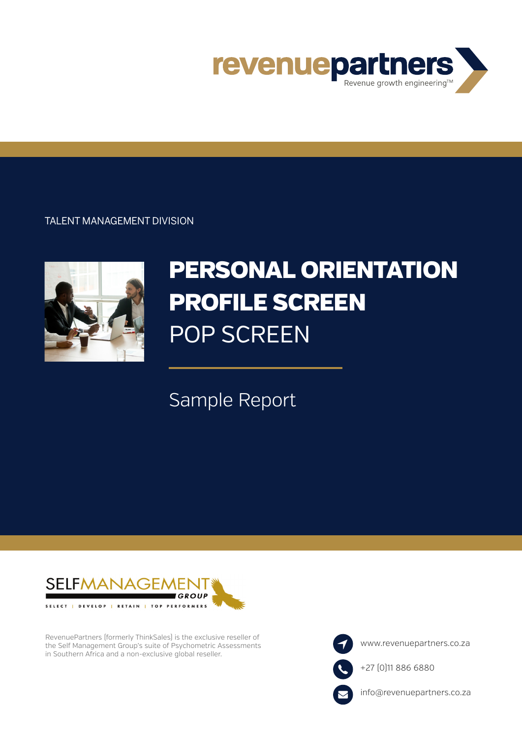revenuepartners
Revenue growth engineering™

TALENT MANAGEMENT DIVISION

# PERSONAL ORIENTATION PROFILE SCREEN

## POP SCREEN

Sample Report

SELFMANAGEMENT GROUP

SELECT | DEVELOP | RETAIN | TOP PERFORMERS

RevenuePartners (formerly ThinkSales) is the exclusive reseller of the Self Management Group's suite of Psychometric Assessments in Southern Africa and a non-exclusive global reseller.

www.revenuepartners.co.za

+27 (0)11 886 6880

info@revenuepartners.co.za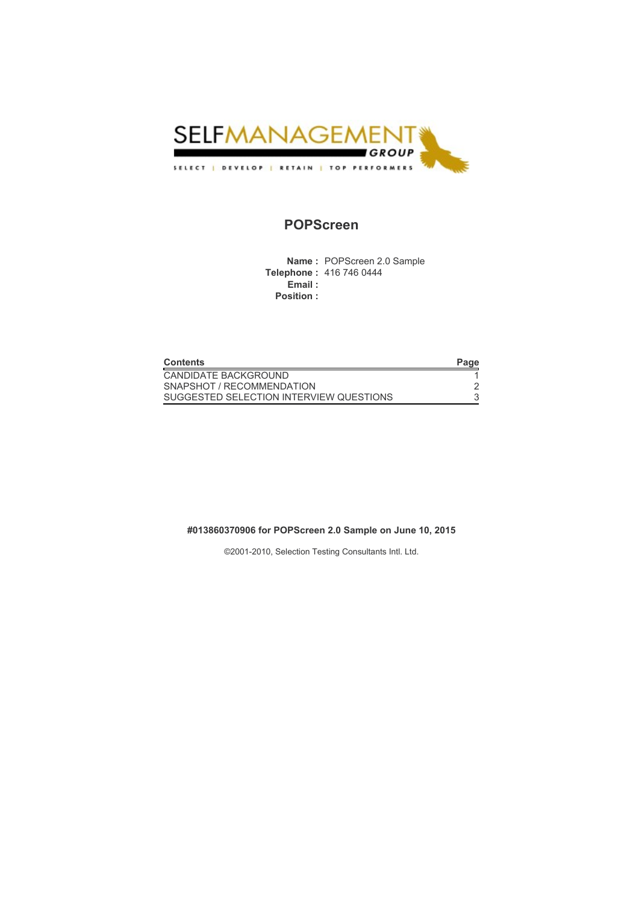SELFMANAGEMENT GROUP

SELECT | DEVELOP | RETAIN | TOP PERFORMERS

# POPScreen

**Name :** POPScreen 2.0 Sample
**Telephone :** 416 746 0444
**Email :**
**Position :**

| Contents | Page |
|---|---|
| CANDIDATE BACKGROUND | 1 |
| SNAPSHOT / RECOMMENDATION | 2 |
| SUGGESTED SELECTION INTERVIEW QUESTIONS | 3 |

**#013860370906 for POPScreen 2.0 Sample on June 10, 2015**

©2001-2010, Selection Testing Consultants Intl. Ltd.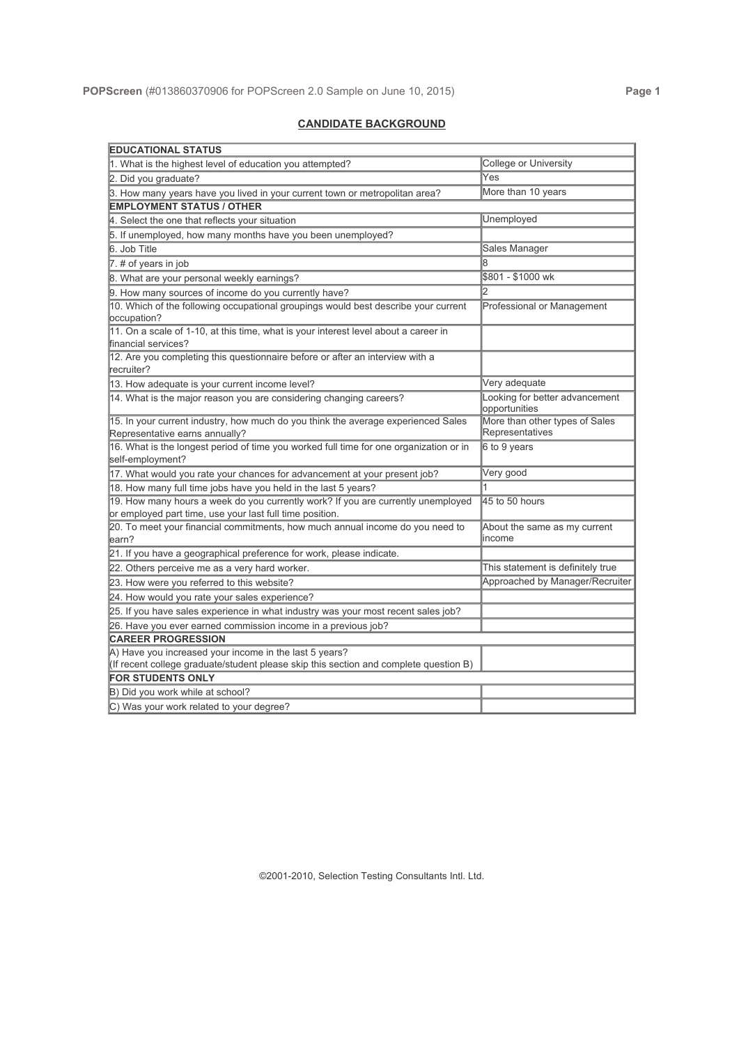## CANDIDATE BACKGROUND

| EDUCATIONAL STATUS | |
|---|---|
| 1. What is the highest level of education you attempted? | College or University |
| 2. Did you graduate? | Yes |
| 3. How many years have you lived in your current town or metropolitan area? | More than 10 years |
| **EMPLOYMENT STATUS / OTHER** | |
| 4. Select the one that reflects your situation | Unemployed |
| 5. If unemployed, how many months have you been unemployed? | |
| 6. Job Title | Sales Manager |
| 7. # of years in job | 8 |
| 8. What are your personal weekly earnings? | $801 - $1000 wk |
| 9. How many sources of income do you currently have? | 2 |
| 10. Which of the following occupational groupings would best describe your current occupation? | Professional or Management |
| 11. On a scale of 1-10, at this time, what is your interest level about a career in financial services? | |
| 12. Are you completing this questionnaire before or after an interview with a recruiter? | |
| 13. How adequate is your current income level? | Very adequate |
| 14. What is the major reason you are considering changing careers? | Looking for better advancement opportunities |
| 15. In your current industry, how much do you think the average experienced Sales Representative earns annually? | More than other types of Sales Representatives |
| 16. What is the longest period of time you worked full time for one organization or in self-employment? | 6 to 9 years |
| 17. What would you rate your chances for advancement at your present job? | Very good |
| 18. How many full time jobs have you held in the last 5 years? | 1 |
| 19. How many hours a week do you currently work? If you are currently unemployed or employed part time, use your last full time position. | 45 to 50 hours |
| 20. To meet your financial commitments, how much annual income do you need to earn? | About the same as my current income |
| 21. If you have a geographical preference for work, please indicate. | |
| 22. Others perceive me as a very hard worker. | This statement is definitely true |
| 23. How were you referred to this website? | Approached by Manager/Recruiter |
| 24. How would you rate your sales experience? | |
| 25. If you have sales experience in what industry was your most recent sales job? | |
| 26. Have you ever earned commission income in a previous job? | |
| **CAREER PROGRESSION** | |
| A) Have you increased your income in the last 5 years? (If recent college graduate/student please skip this section and complete question B) | |
| **FOR STUDENTS ONLY** | |
| B) Did you work while at school? | |
| C) Was your work related to your degree? | |

©2001-2010, Selection Testing Consultants Intl. Ltd.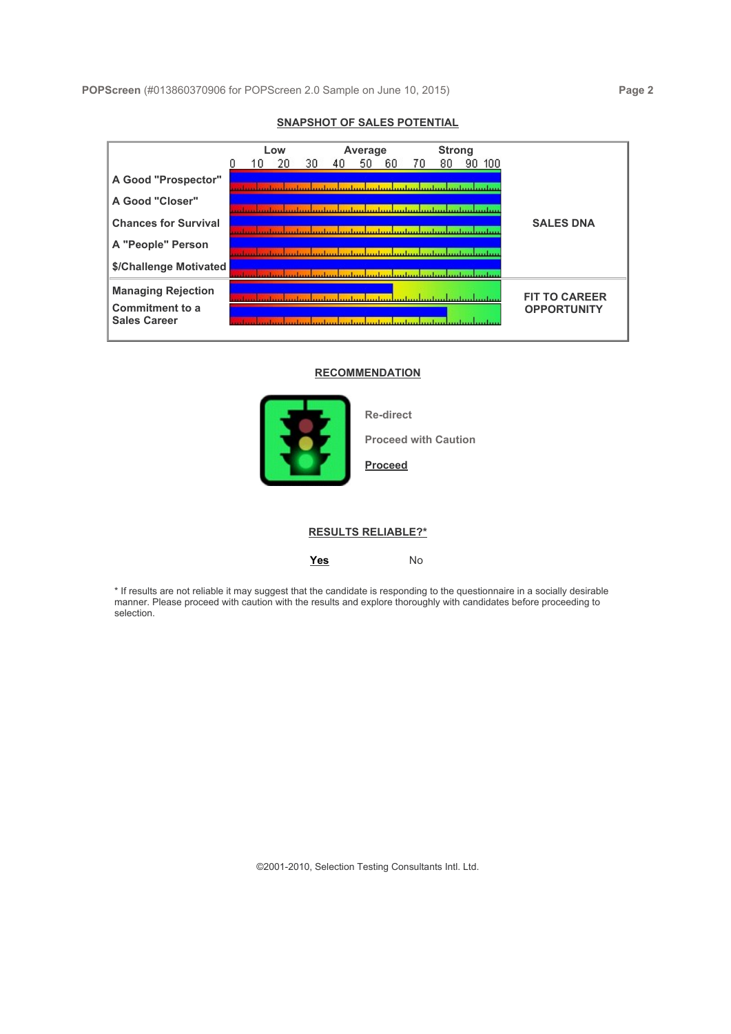## SNAPSHOT OF SALES POTENTIAL

| | Low / Average / Strong (0–100) | |
|---|---|---|
| A Good "Prospector" | | SALES DNA |
| A Good "Closer" | | |
| Chances for Survival | | |
| A "People" Person | | |
| $/Challenge Motivated | | |
| Managing Rejection | | FIT TO CAREER OPPORTUNITY |
| Commitment to a Sales Career | | |

## RECOMMENDATION

Re-direct

Proceed with Caution

**Proceed**

## RESULTS RELIABLE?*

**Yes** No

* If results are not reliable it may suggest that the candidate is responding to the questionnaire in a socially desirable manner. Please proceed with caution with the results and explore thoroughly with candidates before proceeding to selection.

©2001-2010, Selection Testing Consultants Intl. Ltd.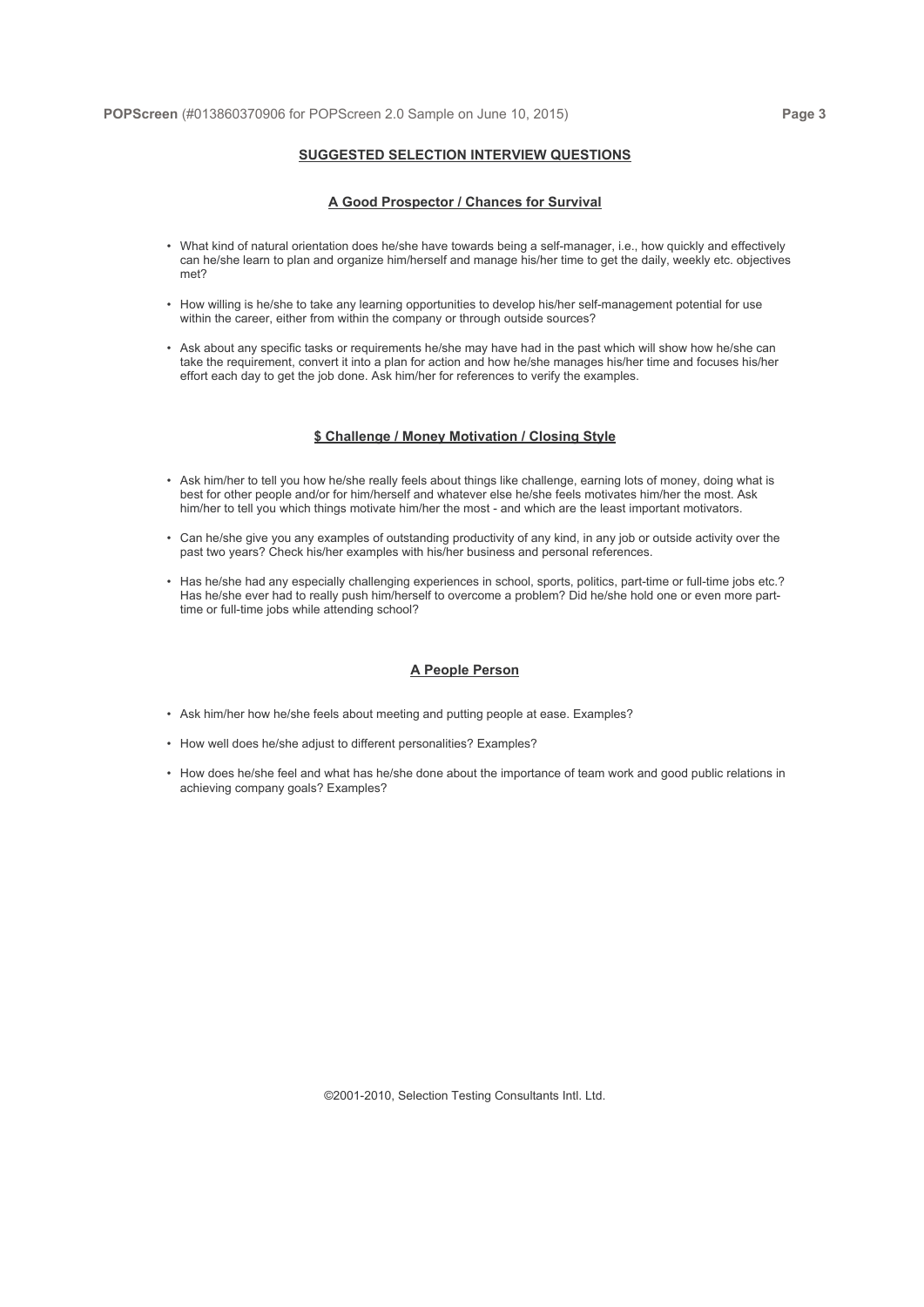## SUGGESTED SELECTION INTERVIEW QUESTIONS

### A Good Prospector / Chances for Survival

- What kind of natural orientation does he/she have towards being a self-manager, i.e., how quickly and effectively can he/she learn to plan and organize him/herself and manage his/her time to get the daily, weekly etc. objectives met?
- How willing is he/she to take any learning opportunities to develop his/her self-management potential for use within the career, either from within the company or through outside sources?
- Ask about any specific tasks or requirements he/she may have had in the past which will show how he/she can take the requirement, convert it into a plan for action and how he/she manages his/her time and focuses his/her effort each day to get the job done. Ask him/her for references to verify the examples.

### $ Challenge / Money Motivation / Closing Style

- Ask him/her to tell you how he/she really feels about things like challenge, earning lots of money, doing what is best for other people and/or for him/herself and whatever else he/she feels motivates him/her the most. Ask him/her to tell you which things motivate him/her the most - and which are the least important motivators.
- Can he/she give you any examples of outstanding productivity of any kind, in any job or outside activity over the past two years? Check his/her examples with his/her business and personal references.
- Has he/she had any especially challenging experiences in school, sports, politics, part-time or full-time jobs etc.? Has he/she ever had to really push him/herself to overcome a problem? Did he/she hold one or even more part-time or full-time jobs while attending school?

### A People Person

- Ask him/her how he/she feels about meeting and putting people at ease. Examples?
- How well does he/she adjust to different personalities? Examples?
- How does he/she feel and what has he/she done about the importance of team work and good public relations in achieving company goals? Examples?

©2001-2010, Selection Testing Consultants Intl. Ltd.